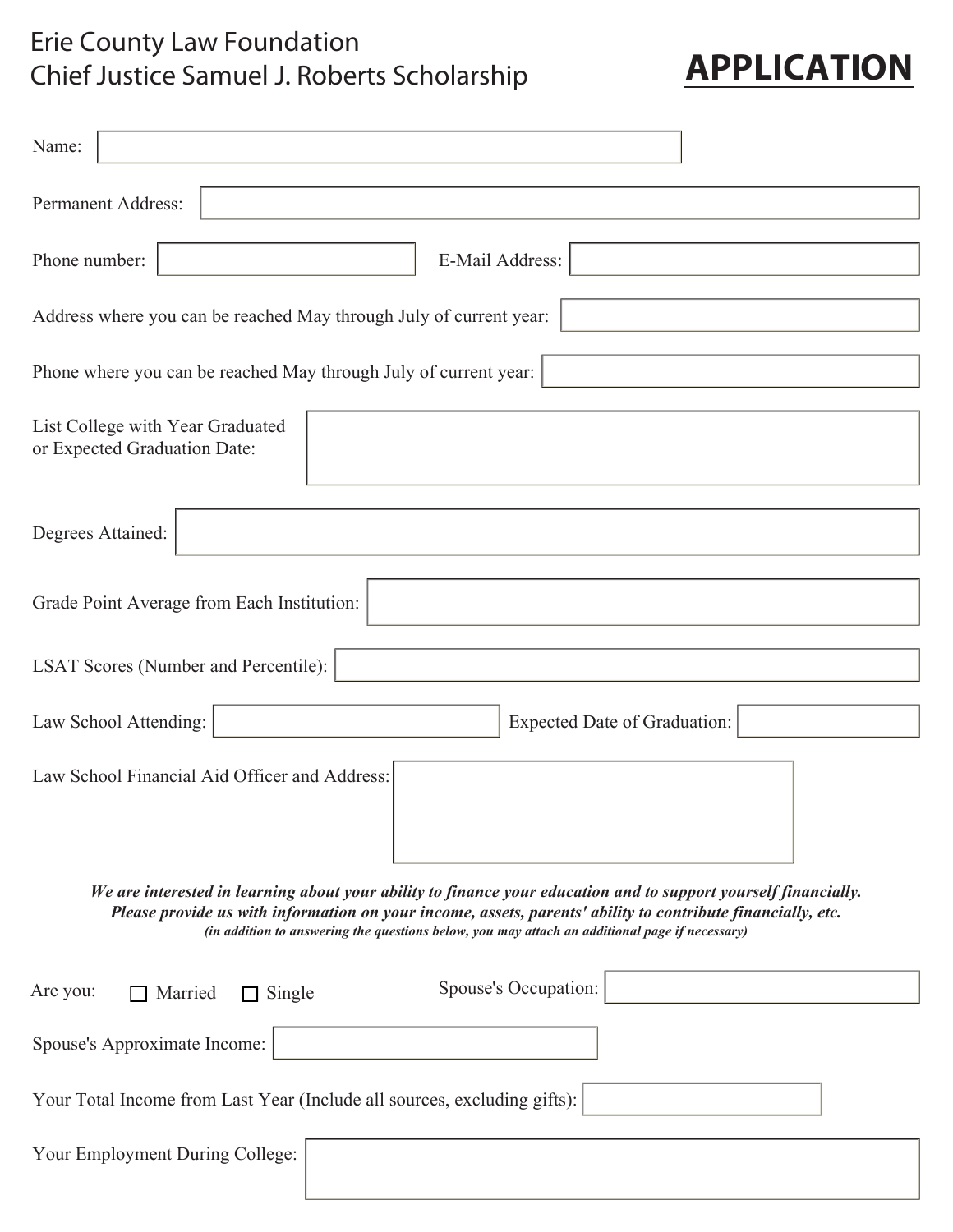# Erie County Law Foundation
# Chief Justice Samuel J. Roberts Scholarship

## APPLICATION

Name:

Permanent Address:

Phone number:  E-Mail Address:

Address where you can be reached May through July of current year:

Phone where you can be reached May through July of current year:

List College with Year Graduated or Expected Graduation Date:

Degrees Attained:

Grade Point Average from Each Institution:

LSAT Scores (Number and Percentile):

Law School Attending:  Expected Date of Graduation:

Law School Financial Aid Officer and Address:

***We are interested in learning about your ability to finance your education and to support yourself financially. Please provide us with information on your income, assets, parents' ability to contribute financially, etc.***
***(in addition to answering the questions below, you may attach an additional page if necessary)***

Are you: ☐ Married ☐ Single  Spouse's Occupation:

Spouse's Approximate Income:

Your Total Income from Last Year (Include all sources, excluding gifts):

Your Employment During College: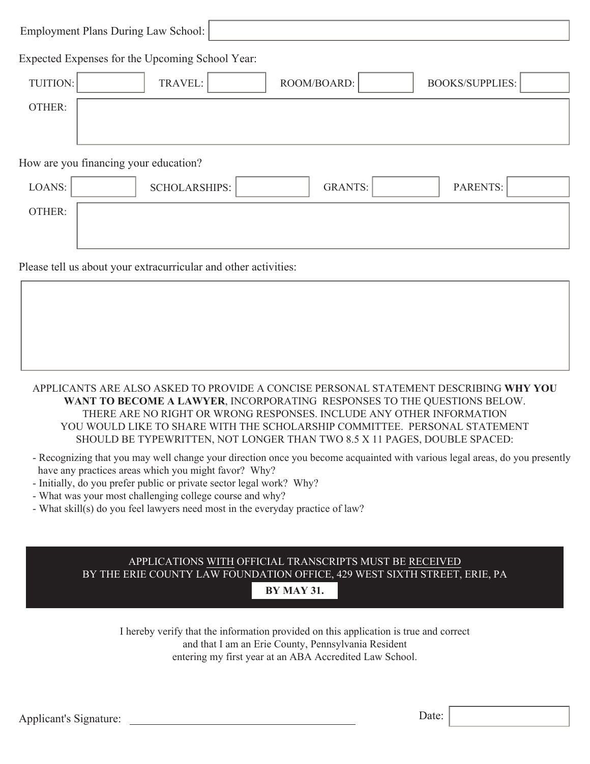Employment Plans During Law School: 

Expected Expenses for the Upcoming School Year:

TUITION: 

TRAVEL: 

ROOM/BOARD: 

BOOKS/SUPPLIES: 

OTHER: 

How are you financing your education?

LOANS: 

SCHOLARSHIPS: 

GRANTS: 

PARENTS: 

OTHER: 

Please tell us about your extracurricular and other activities:

APPLICANTS ARE ALSO ASKED TO PROVIDE A CONCISE PERSONAL STATEMENT DESCRIBING **WHY YOU WANT TO BECOME A LAWYER**, INCORPORATING RESPONSES TO THE QUESTIONS BELOW. THERE ARE NO RIGHT OR WRONG RESPONSES. INCLUDE ANY OTHER INFORMATION YOU WOULD LIKE TO SHARE WITH THE SCHOLARSHIP COMMITTEE. PERSONAL STATEMENT SHOULD BE TYPEWRITTEN, NOT LONGER THAN TWO 8.5 X 11 PAGES, DOUBLE SPACED:

- Recognizing that you may well change your direction once you become acquainted with various legal areas, do you presently have any practices areas which you might favor? Why?
- Initially, do you prefer public or private sector legal work? Why?
- What was your most challenging college course and why?
- What skill(s) do you feel lawyers need most in the everyday practice of law?

APPLICATIONS WITH OFFICIAL TRANSCRIPTS MUST BE RECEIVED BY THE ERIE COUNTY LAW FOUNDATION OFFICE, 429 WEST SIXTH STREET, ERIE, PA

**BY MAY 31.**

I hereby verify that the information provided on this application is true and correct and that I am an Erie County, Pennsylvania Resident entering my first year at an ABA Accredited Law School.

Applicant's Signature: ______________________

Date: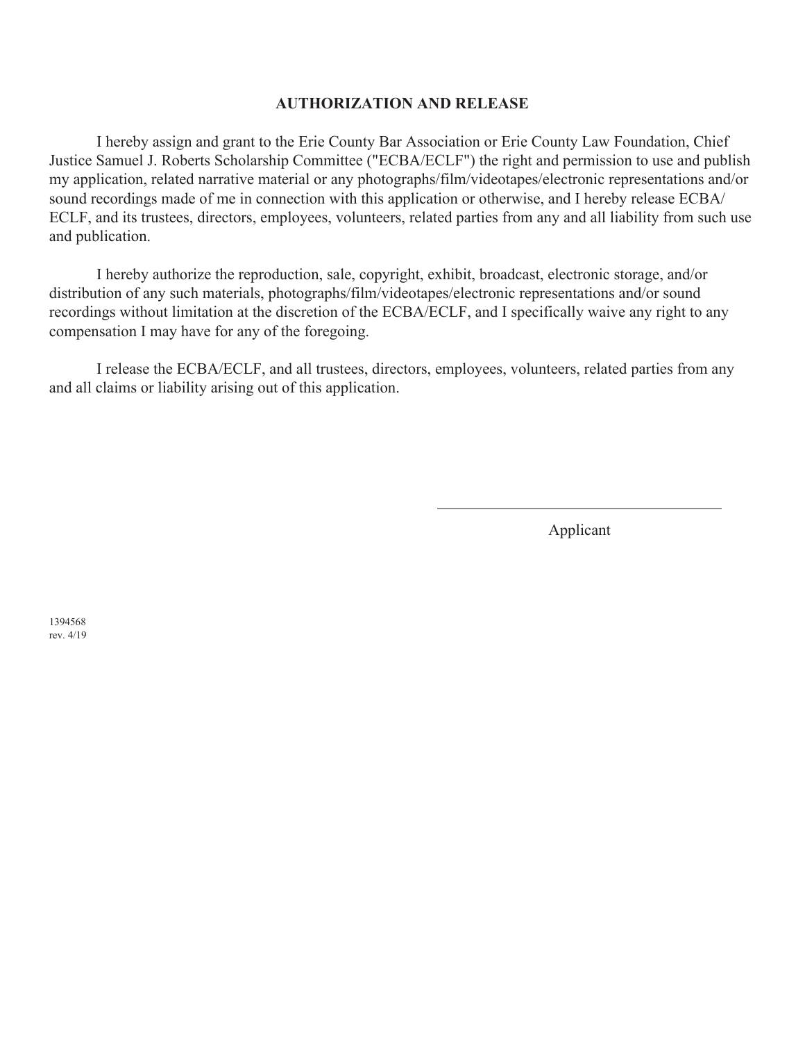## AUTHORIZATION AND RELEASE

I hereby assign and grant to the Erie County Bar Association or Erie County Law Foundation, Chief Justice Samuel J. Roberts Scholarship Committee ("ECBA/ECLF") the right and permission to use and publish my application, related narrative material or any photographs/film/videotapes/electronic representations and/or sound recordings made of me in connection with this application or otherwise, and I hereby release ECBA/ECLF, and its trustees, directors, employees, volunteers, related parties from any and all liability from such use and publication.

I hereby authorize the reproduction, sale, copyright, exhibit, broadcast, electronic storage, and/or distribution of any such materials, photographs/film/videotapes/electronic representations and/or sound recordings without limitation at the discretion of the ECBA/ECLF, and I specifically waive any right to any compensation I may have for any of the foregoing.

I release the ECBA/ECLF, and all trustees, directors, employees, volunteers, related parties from any and all claims or liability arising out of this application.

\_\_\_\_\_\_\_\_\_\_\_\_\_\_\_\_\_\_\_\_\_\_\_\_\_\_\_\_\_\_\_\_\_\_\_\_\_\_

Applicant

1394568
rev. 4/19